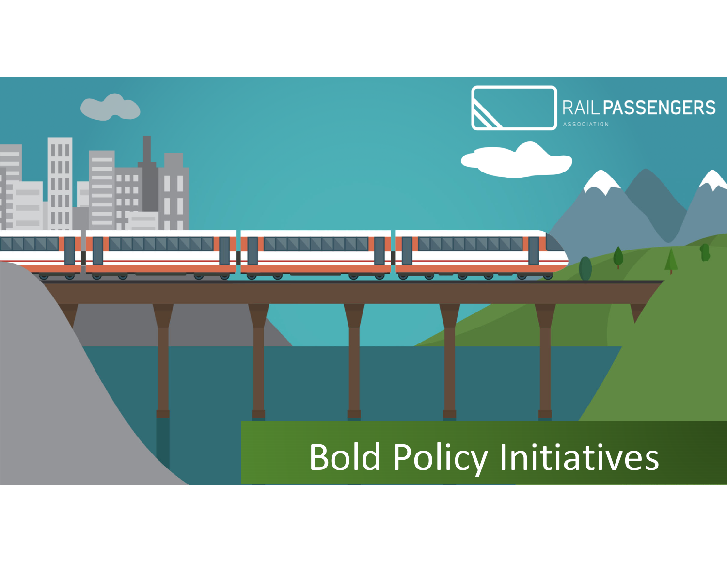RAIL PASSENGERS
ASSOCIATION

# Bold Policy Initiatives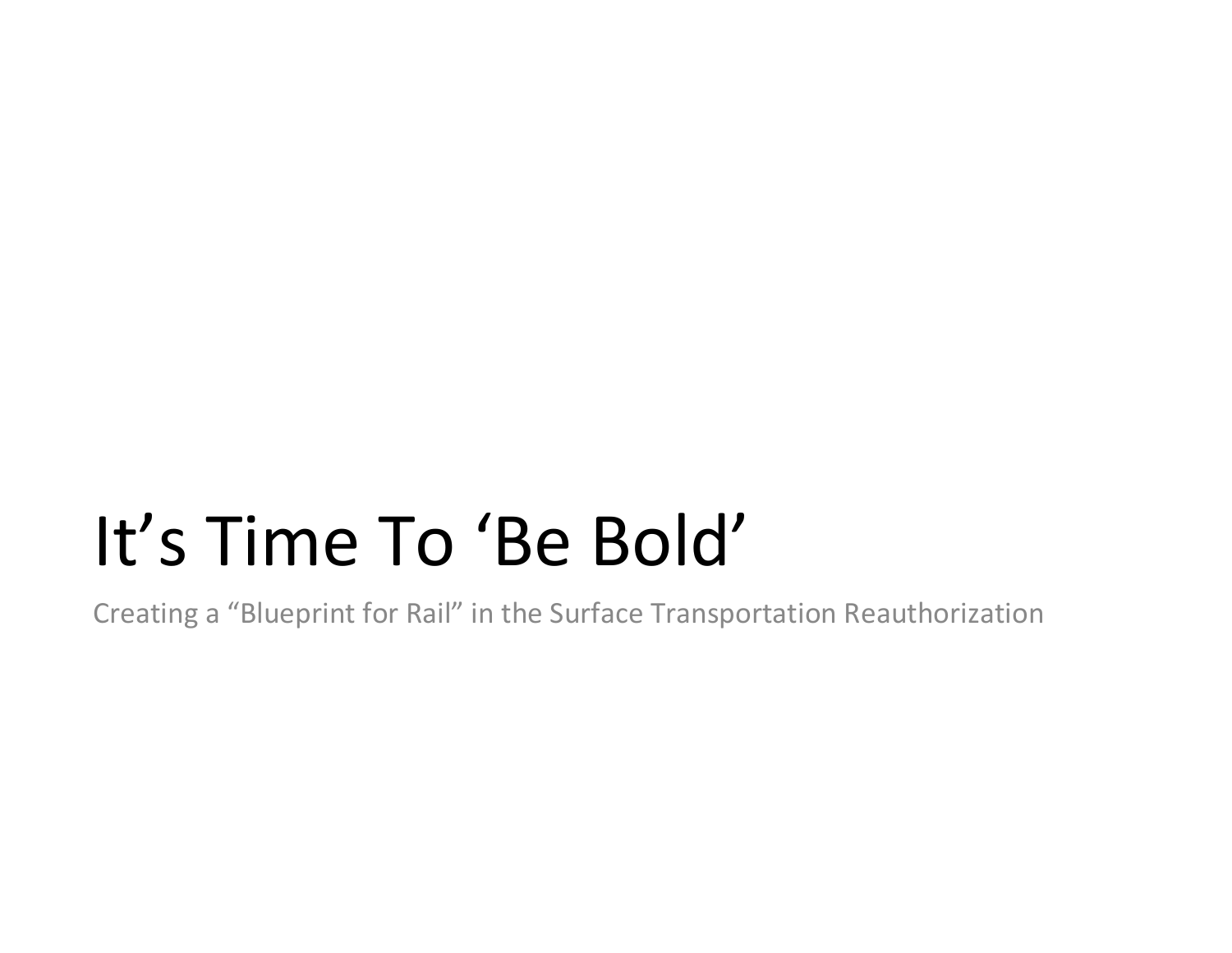# It’s Time To ‘Be Bold’

Creating a “Blueprint for Rail” in the Surface Transportation Reauthorization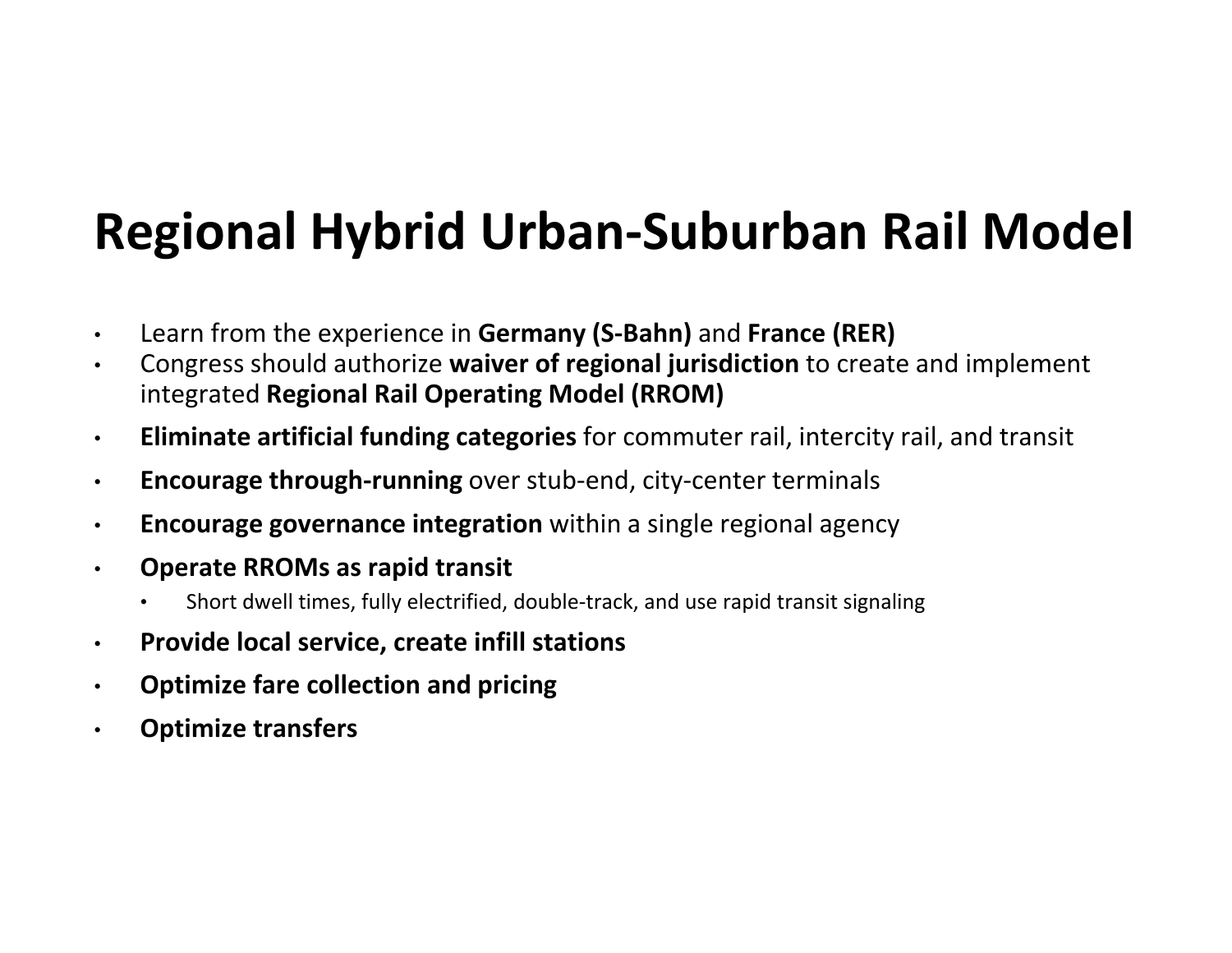# Regional Hybrid Urban-Suburban Rail Model

- Learn from the experience in **Germany (S-Bahn)** and **France (RER)**
- Congress should authorize **waiver of regional jurisdiction** to create and implement integrated **Regional Rail Operating Model (RROM)**
- **Eliminate artificial funding categories** for commuter rail, intercity rail, and transit
- **Encourage through-running** over stub-end, city-center terminals
- **Encourage governance integration** within a single regional agency
- **Operate RROMs as rapid transit**
  - Short dwell times, fully electrified, double-track, and use rapid transit signaling
- **Provide local service, create infill stations**
- **Optimize fare collection and pricing**
- **Optimize transfers**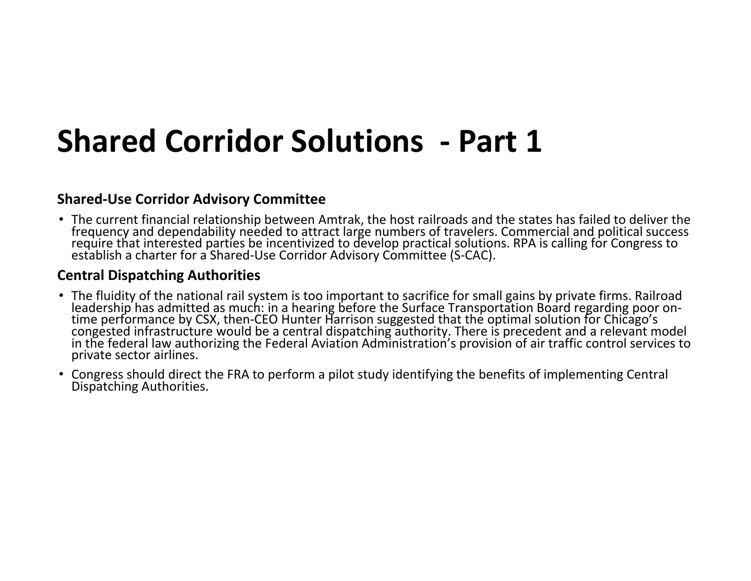# Shared Corridor Solutions - Part 1

**Shared-Use Corridor Advisory Committee**

- The current financial relationship between Amtrak, the host railroads and the states has failed to deliver the frequency and dependability needed to attract large numbers of travelers. Commercial and political success require that interested parties be incentivized to develop practical solutions. RPA is calling for Congress to establish a charter for a Shared-Use Corridor Advisory Committee (S-CAC).

**Central Dispatching Authorities**

- The fluidity of the national rail system is too important to sacrifice for small gains by private firms. Railroad leadership has admitted as much: in a hearing before the Surface Transportation Board regarding poor on-time performance by CSX, then-CEO Hunter Harrison suggested that the optimal solution for Chicago's congested infrastructure would be a central dispatching authority. There is precedent and a relevant model in the federal law authorizing the Federal Aviation Administration's provision of air traffic control services to private sector airlines.
- Congress should direct the FRA to perform a pilot study identifying the benefits of implementing Central Dispatching Authorities.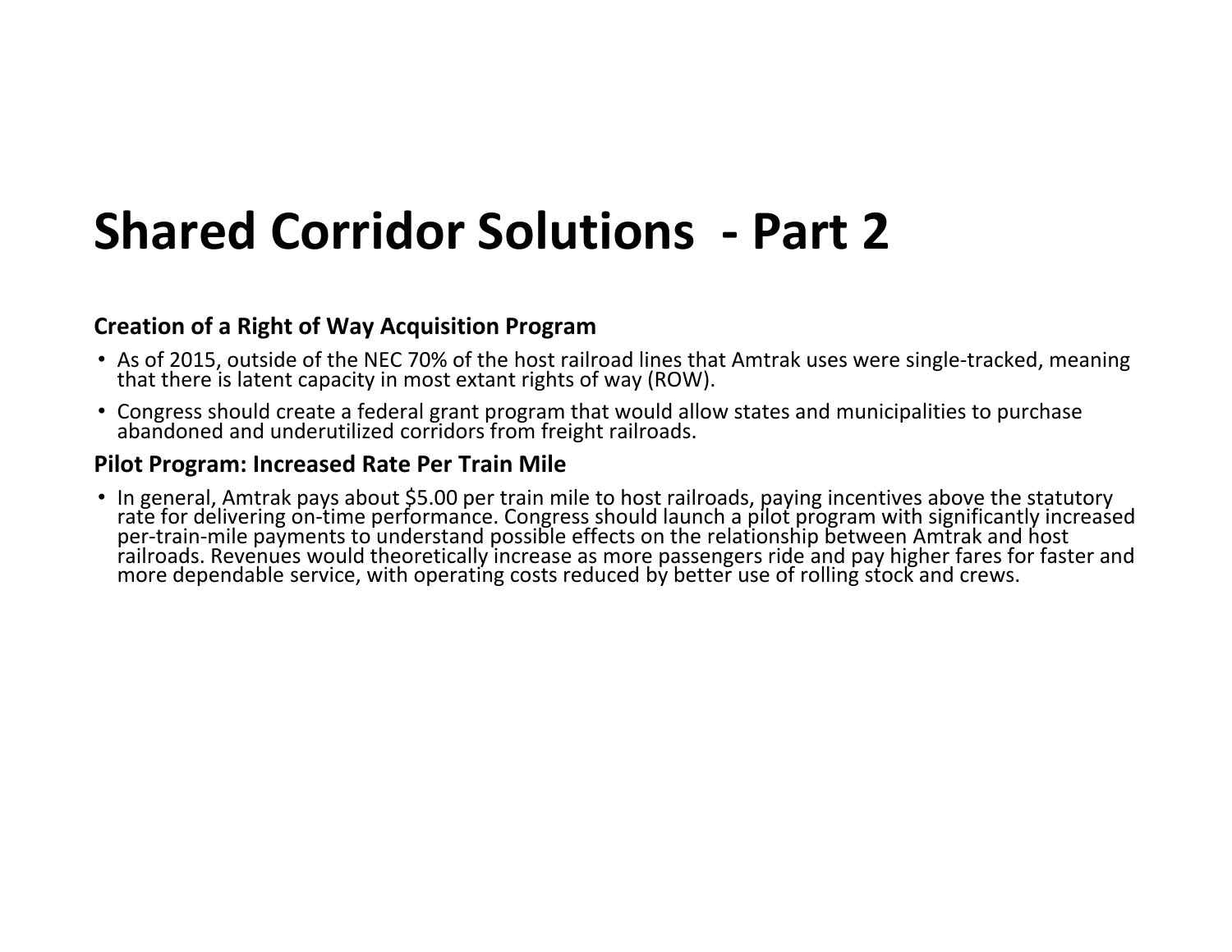# Shared Corridor Solutions - Part 2

**Creation of a Right of Way Acquisition Program**

- As of 2015, outside of the NEC 70% of the host railroad lines that Amtrak uses were single-tracked, meaning that there is latent capacity in most extant rights of way (ROW).
- Congress should create a federal grant program that would allow states and municipalities to purchase abandoned and underutilized corridors from freight railroads.

**Pilot Program: Increased Rate Per Train Mile**

- In general, Amtrak pays about $5.00 per train mile to host railroads, paying incentives above the statutory rate for delivering on-time performance. Congress should launch a pilot program with significantly increased per-train-mile payments to understand possible effects on the relationship between Amtrak and host railroads. Revenues would theoretically increase as more passengers ride and pay higher fares for faster and more dependable service, with operating costs reduced by better use of rolling stock and crews.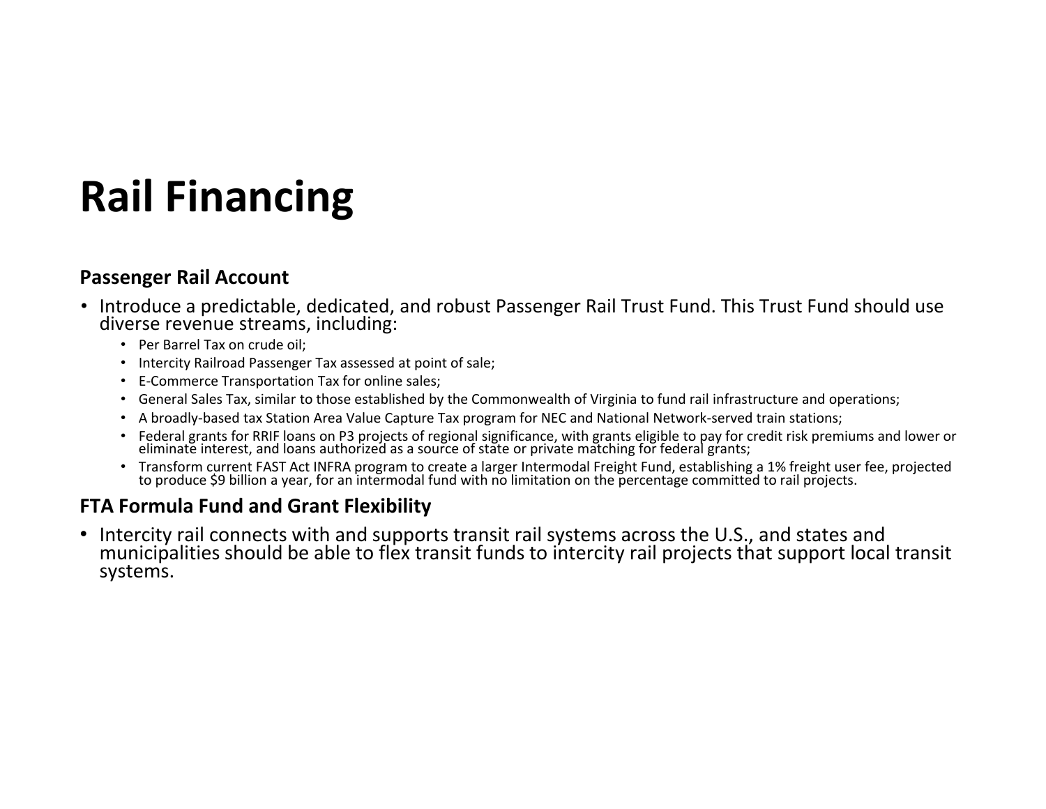# Rail Financing

### Passenger Rail Account

- Introduce a predictable, dedicated, and robust Passenger Rail Trust Fund. This Trust Fund should use diverse revenue streams, including:
  - Per Barrel Tax on crude oil;
  - Intercity Railroad Passenger Tax assessed at point of sale;
  - E-Commerce Transportation Tax for online sales;
  - General Sales Tax, similar to those established by the Commonwealth of Virginia to fund rail infrastructure and operations;
  - A broadly-based tax Station Area Value Capture Tax program for NEC and National Network-served train stations;
  - Federal grants for RRIF loans on P3 projects of regional significance, with grants eligible to pay for credit risk premiums and lower or eliminate interest, and loans authorized as a source of state or private matching for federal grants;
  - Transform current FAST Act INFRA program to create a larger Intermodal Freight Fund, establishing a 1% freight user fee, projected to produce $9 billion a year, for an intermodal fund with no limitation on the percentage committed to rail projects.

### FTA Formula Fund and Grant Flexibility

- Intercity rail connects with and supports transit rail systems across the U.S., and states and municipalities should be able to flex transit funds to intercity rail projects that support local transit systems.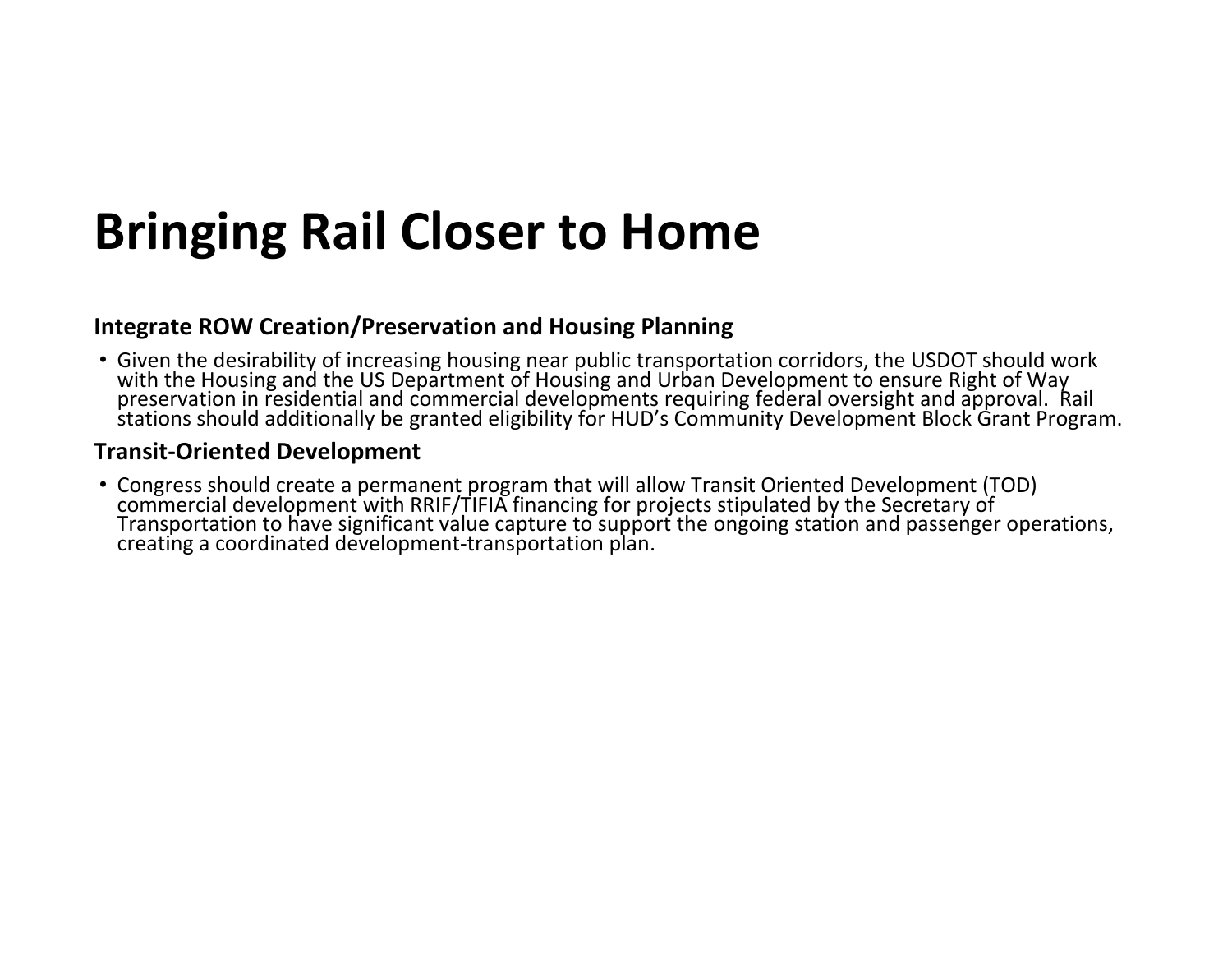# Bringing Rail Closer to Home

**Integrate ROW Creation/Preservation and Housing Planning**

- Given the desirability of increasing housing near public transportation corridors, the USDOT should work with the Housing and the US Department of Housing and Urban Development to ensure Right of Way preservation in residential and commercial developments requiring federal oversight and approval. Rail stations should additionally be granted eligibility for HUD's Community Development Block Grant Program.

**Transit-Oriented Development**

- Congress should create a permanent program that will allow Transit Oriented Development (TOD) commercial development with RRIF/TIFIA financing for projects stipulated by the Secretary of Transportation to have significant value capture to support the ongoing station and passenger operations, creating a coordinated development-transportation plan.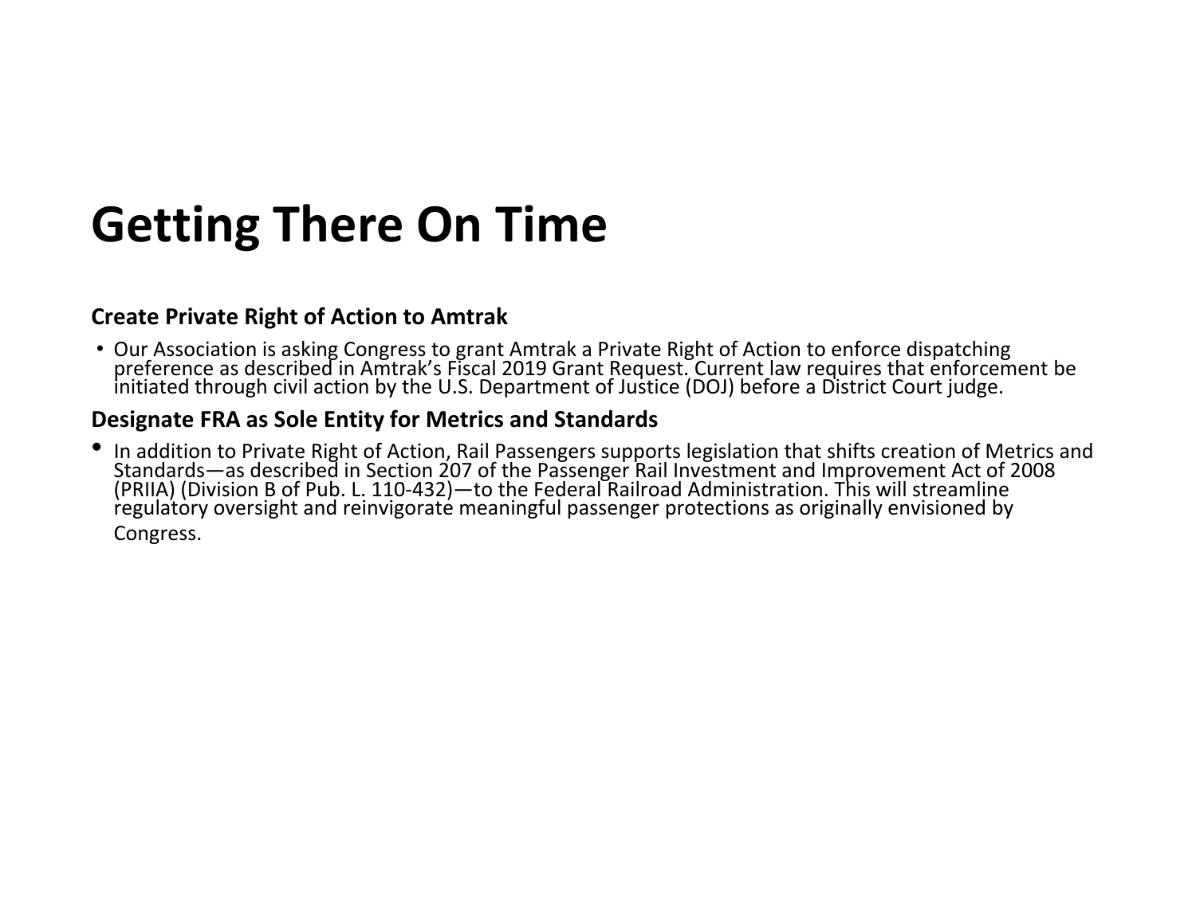# Getting There On Time

### Create Private Right of Action to Amtrak

- Our Association is asking Congress to grant Amtrak a Private Right of Action to enforce dispatching preference as described in Amtrak's Fiscal 2019 Grant Request. Current law requires that enforcement be initiated through civil action by the U.S. Department of Justice (DOJ) before a District Court judge.

### Designate FRA as Sole Entity for Metrics and Standards

- In addition to Private Right of Action, Rail Passengers supports legislation that shifts creation of Metrics and Standards—as described in Section 207 of the Passenger Rail Investment and Improvement Act of 2008 (PRIIA) (Division B of Pub. L. 110-432)—to the Federal Railroad Administration. This will streamline regulatory oversight and reinvigorate meaningful passenger protections as originally envisioned by Congress.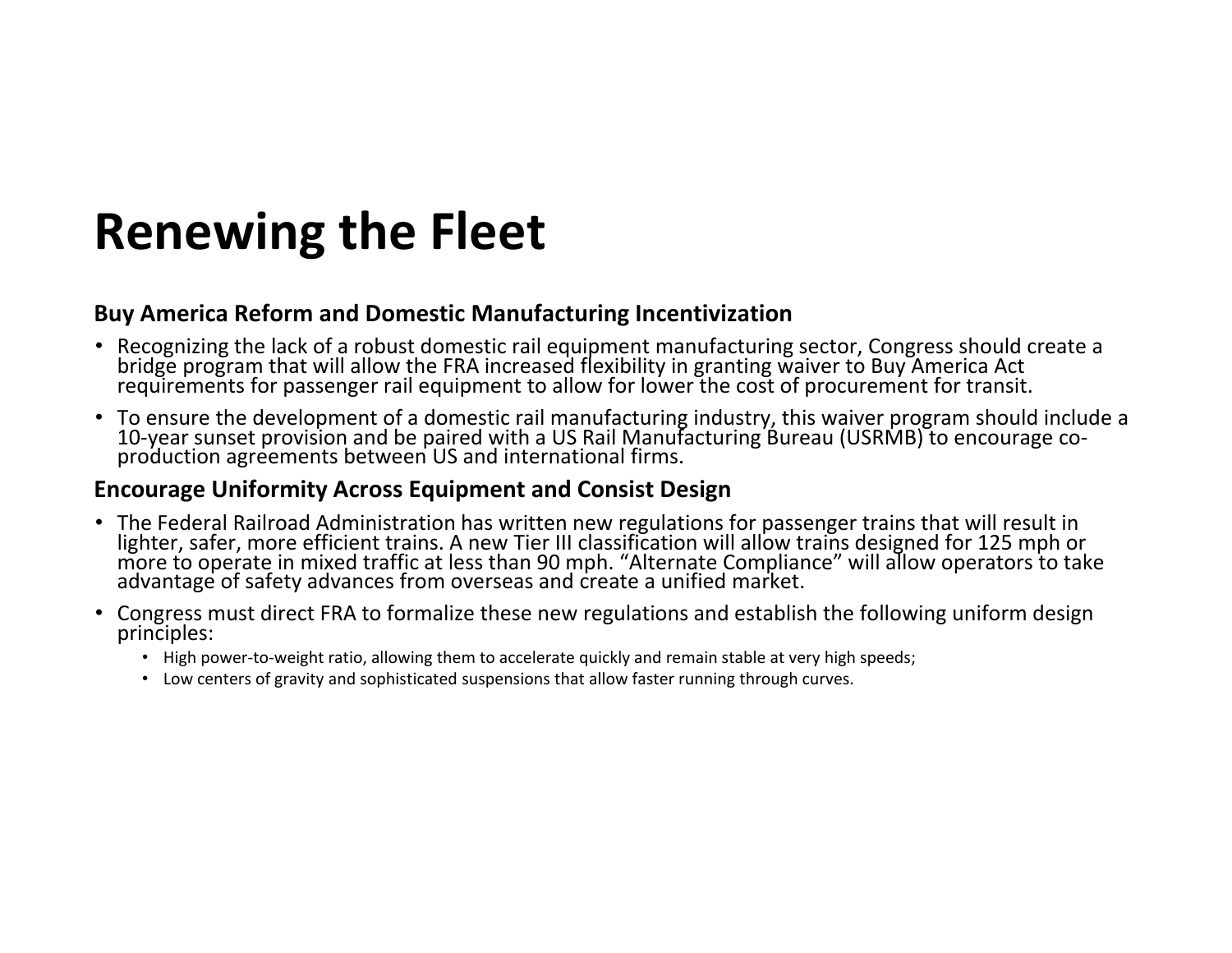# Renewing the Fleet

### Buy America Reform and Domestic Manufacturing Incentivization

- Recognizing the lack of a robust domestic rail equipment manufacturing sector, Congress should create a bridge program that will allow the FRA increased flexibility in granting waiver to Buy America Act requirements for passenger rail equipment to allow for lower the cost of procurement for transit.
- To ensure the development of a domestic rail manufacturing industry, this waiver program should include a 10-year sunset provision and be paired with a US Rail Manufacturing Bureau (USRMB) to encourage co-production agreements between US and international firms.

### Encourage Uniformity Across Equipment and Consist Design

- The Federal Railroad Administration has written new regulations for passenger trains that will result in lighter, safer, more efficient trains. A new Tier III classification will allow trains designed for 125 mph or more to operate in mixed traffic at less than 90 mph. "Alternate Compliance" will allow operators to take advantage of safety advances from overseas and create a unified market.
- Congress must direct FRA to formalize these new regulations and establish the following uniform design principles:
  - High power-to-weight ratio, allowing them to accelerate quickly and remain stable at very high speeds;
  - Low centers of gravity and sophisticated suspensions that allow faster running through curves.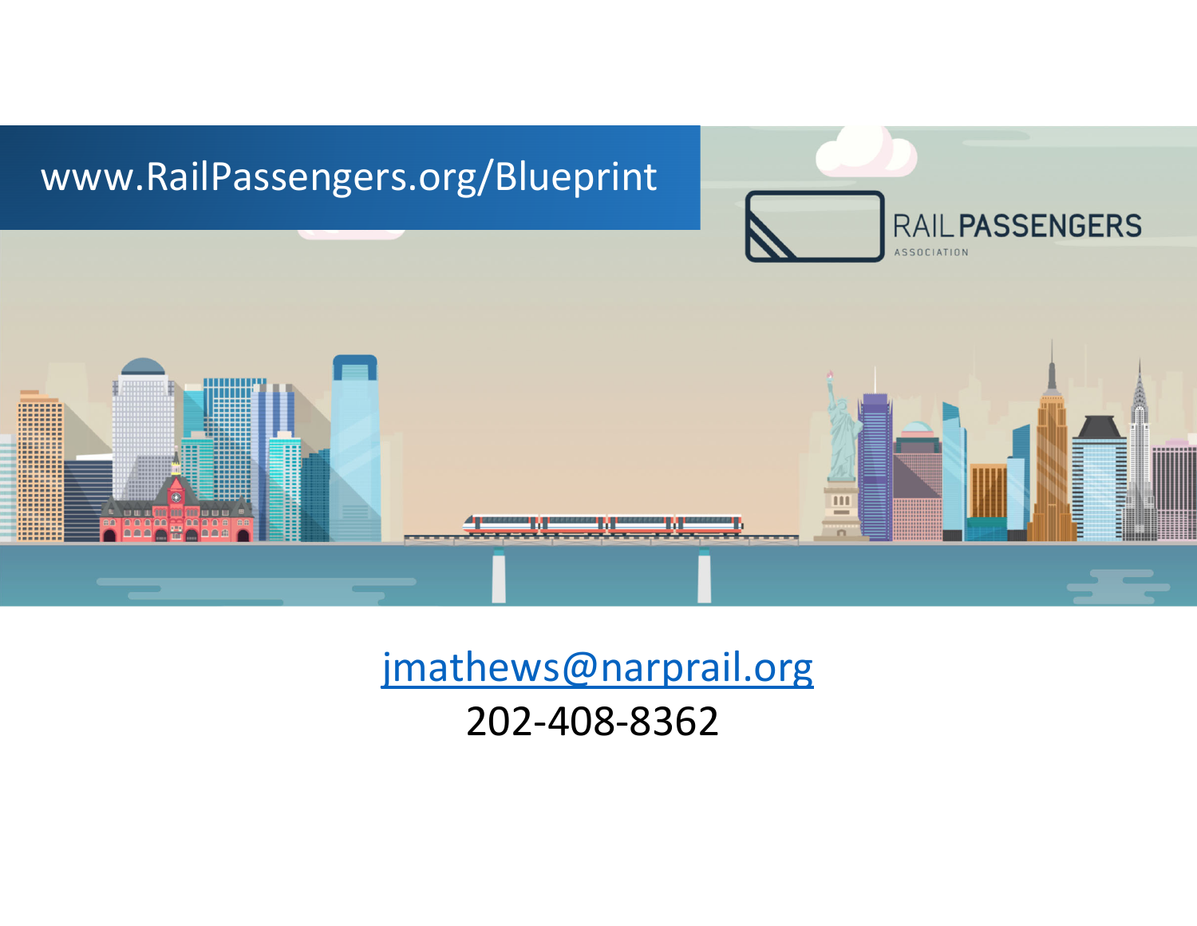www.RailPassengers.org/Blueprint

RAIL PASSENGERS ASSOCIATION

jmathews@narprail.org

202-408-8362